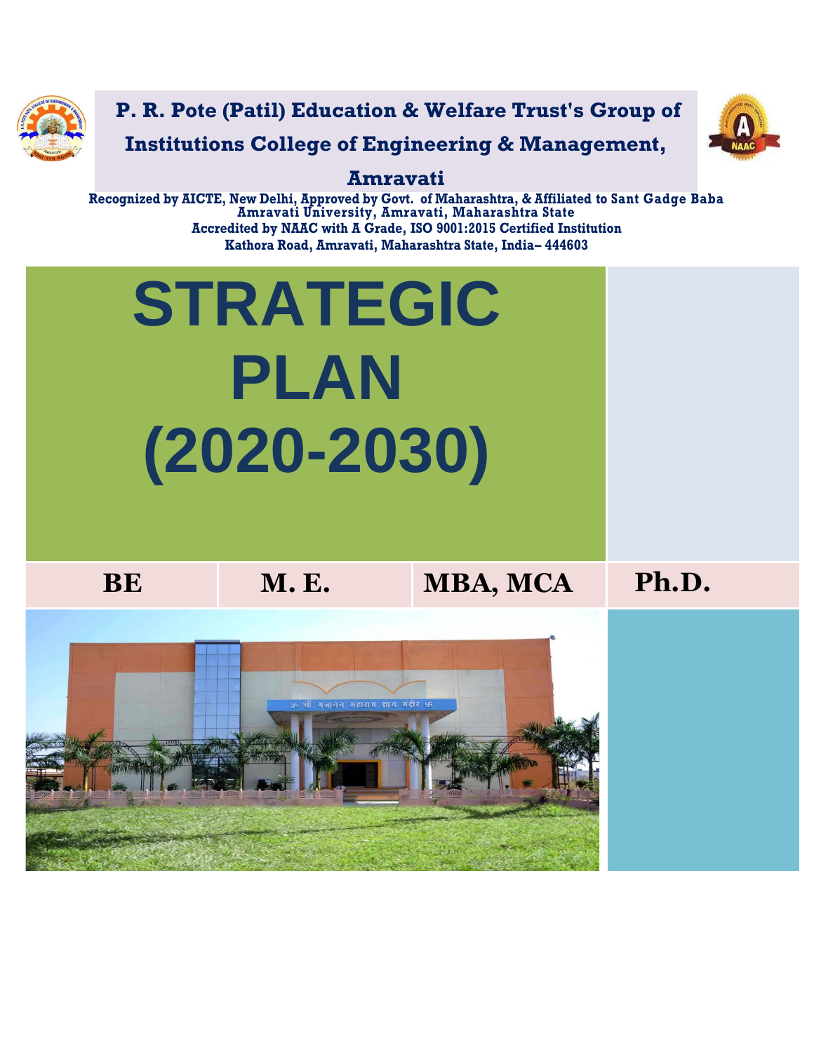# P. R. Pote (Patil) Education & Welfare Trust's Group of Institutions College of Engineering & Management, Amravati

**Recognized by AICTE, New Delhi, Approved by Govt. of Maharashtra, & Affiliated to Sant Gadge Baba Amravati University, Amravati, Maharashtra State**

**Accredited by NAAC with A Grade, ISO 9001:2015 Certified Institution**

**Kathora Road, Amravati, Maharashtra State, India– 444603**

# STRATEGIC PLAN (2020-2030)

| BE | M. E. | MBA, MCA | Ph.D. |
| --- | --- | --- | --- |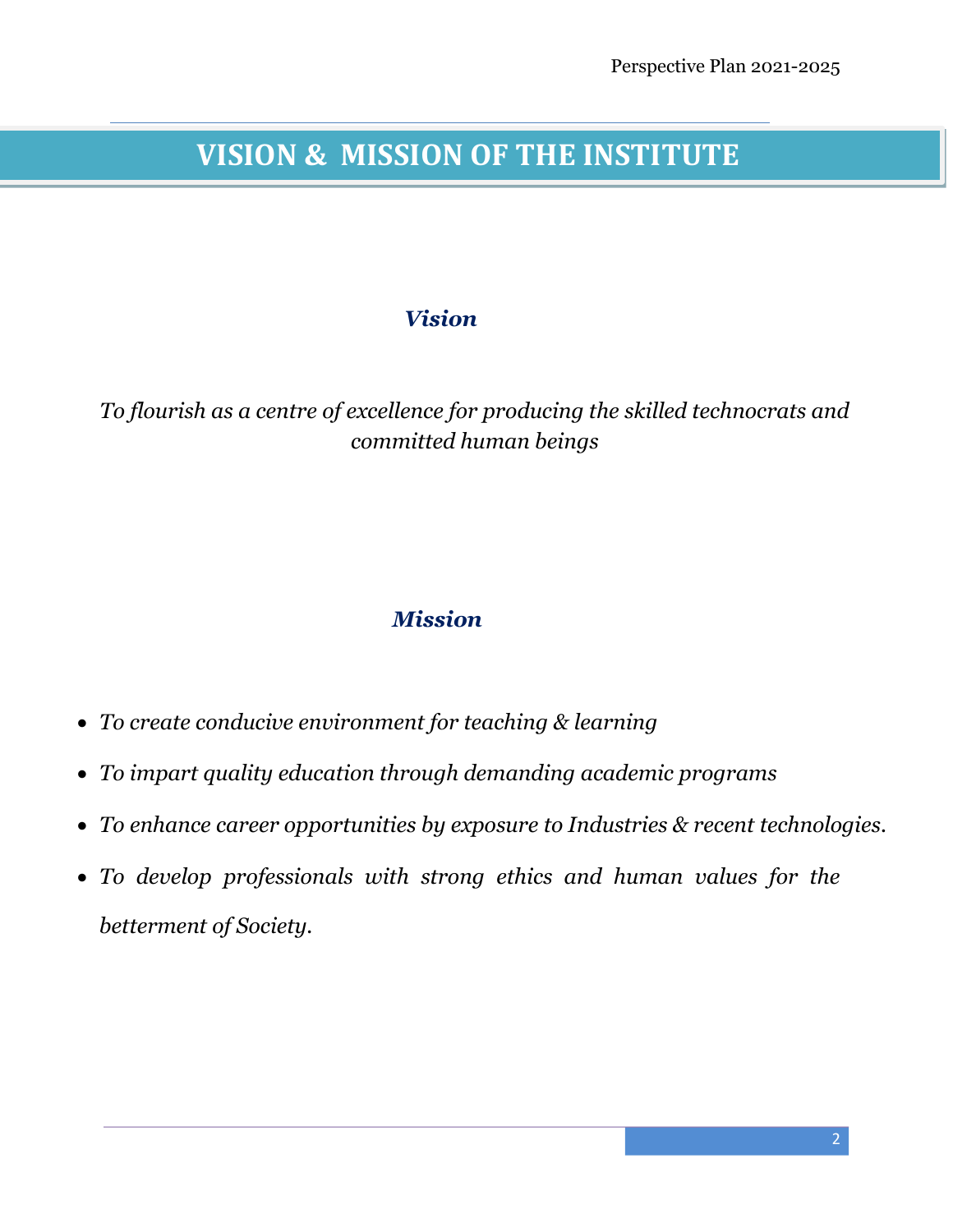# VISION & MISSION OF THE INSTITUTE

## *Vision*

*To flourish as a centre of excellence for producing the skilled technocrats and committed human beings*

## *Mission*

- *To create conducive environment for teaching & learning*
- *To impart quality education through demanding academic programs*
- *To enhance career opportunities by exposure to Industries & recent technologies.*
- *To develop professionals with strong ethics and human values for the betterment of Society.*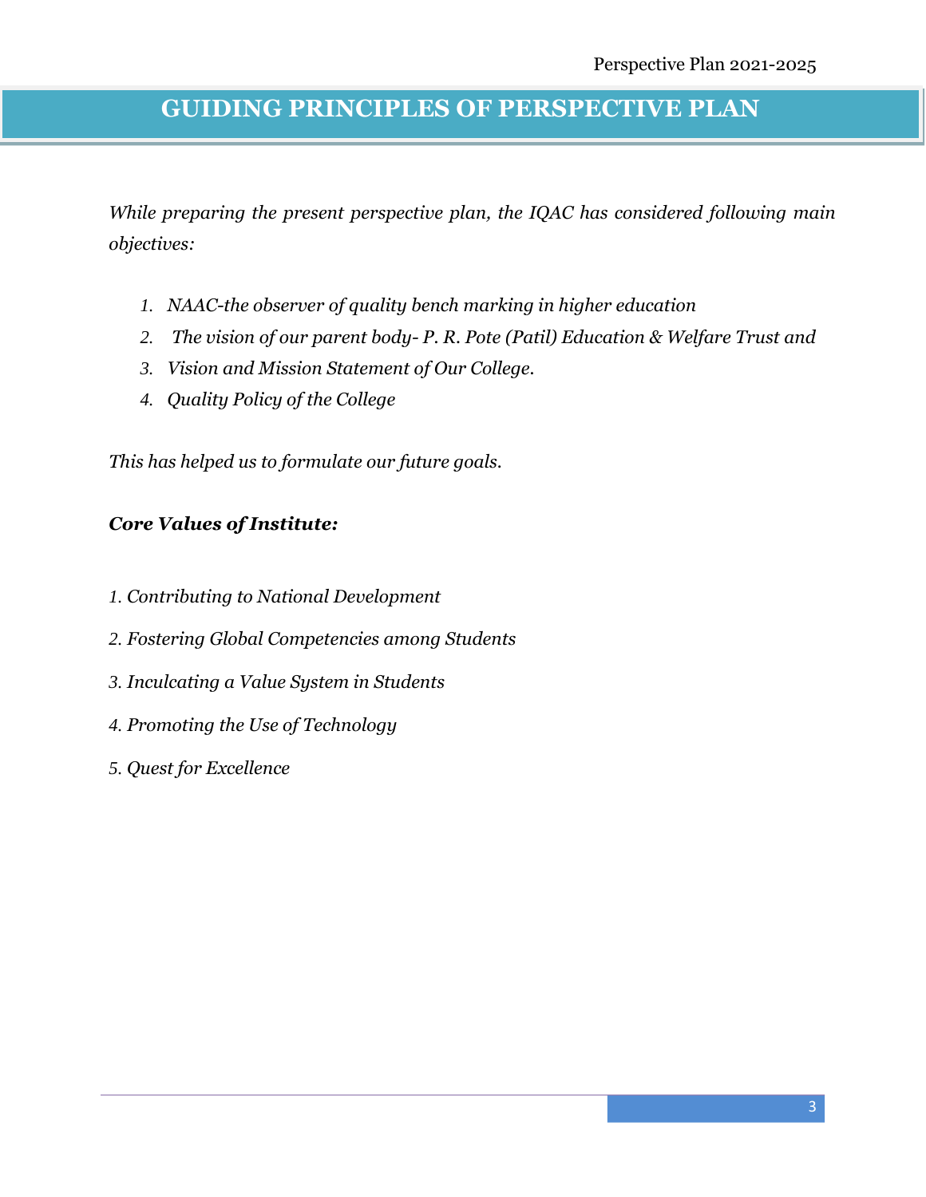# GUIDING PRINCIPLES OF PERSPECTIVE PLAN

*While preparing the present perspective plan, the IQAC has considered following main objectives:*

1. *NAAC-the observer of quality bench marking in higher education*
2. *The vision of our parent body- P. R. Pote (Patil) Education & Welfare Trust and*
3. *Vision and Mission Statement of Our College.*
4. *Quality Policy of the College*

*This has helped us to formulate our future goals.*

***Core Values of Institute:***

*1. Contributing to National Development*

*2. Fostering Global Competencies among Students*

*3. Inculcating a Value System in Students*

*4. Promoting the Use of Technology*

*5. Quest for Excellence*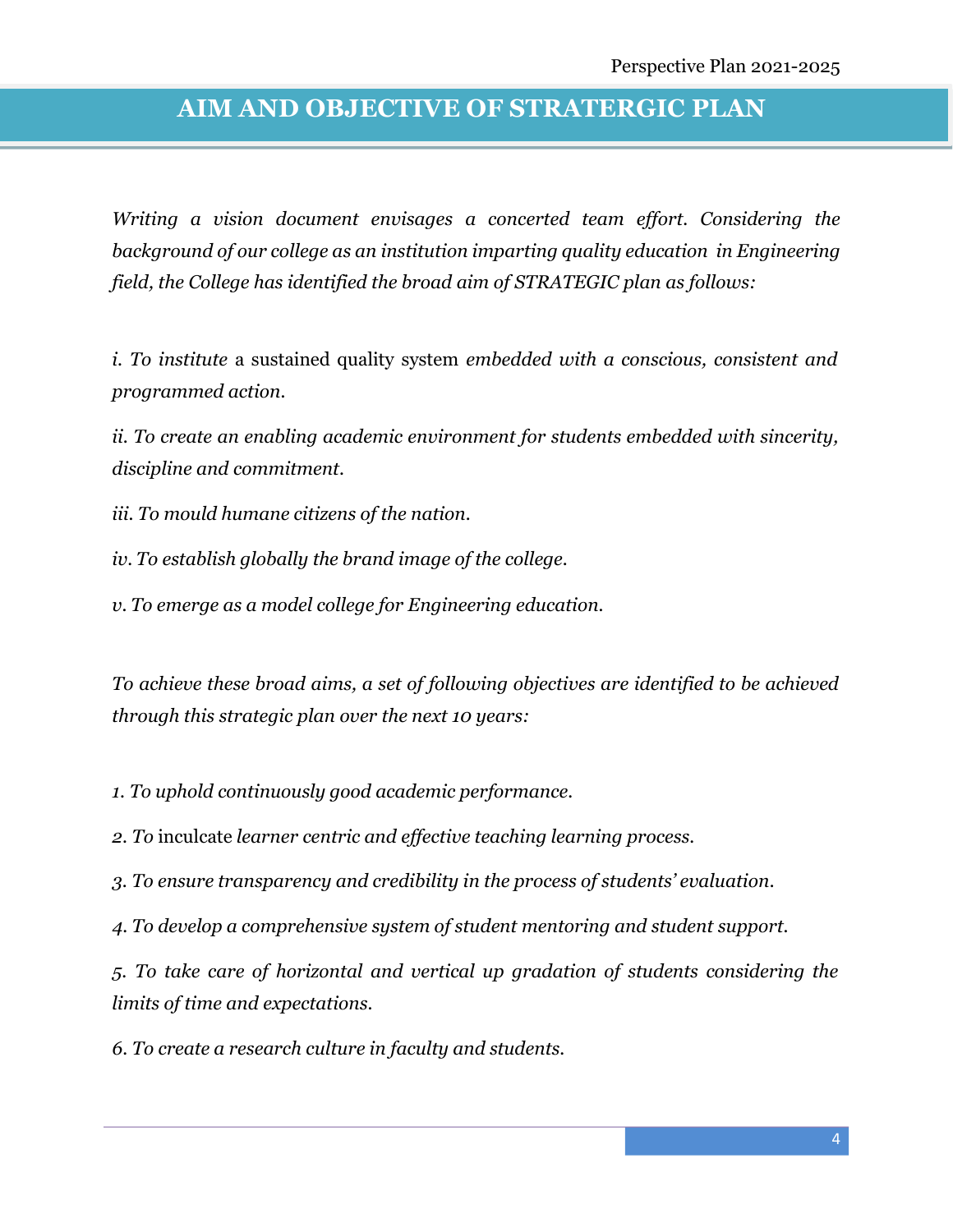# AIM AND OBJECTIVE OF STRATERGIC PLAN

*Writing a vision document envisages a concerted team effort. Considering the background of our college as an institution imparting quality education in Engineering field, the College has identified the broad aim of STRATEGIC plan as follows:*

*i. To institute* a sustained quality system *embedded with a conscious, consistent and programmed action.*

*ii. To create an enabling academic environment for students embedded with sincerity, discipline and commitment.*

*iii. To mould humane citizens of the nation.*

*iv. To establish globally the brand image of the college.*

*v. To emerge as a model college for Engineering education.*

*To achieve these broad aims, a set of following objectives are identified to be achieved through this strategic plan over the next 10 years:*

*1. To uphold continuously good academic performance.*

*2. To* inculcate *learner centric and effective teaching learning process.*

*3. To ensure transparency and credibility in the process of students' evaluation.*

*4. To develop a comprehensive system of student mentoring and student support.*

*5. To take care of horizontal and vertical up gradation of students considering the limits of time and expectations.*

*6. To create a research culture in faculty and students.*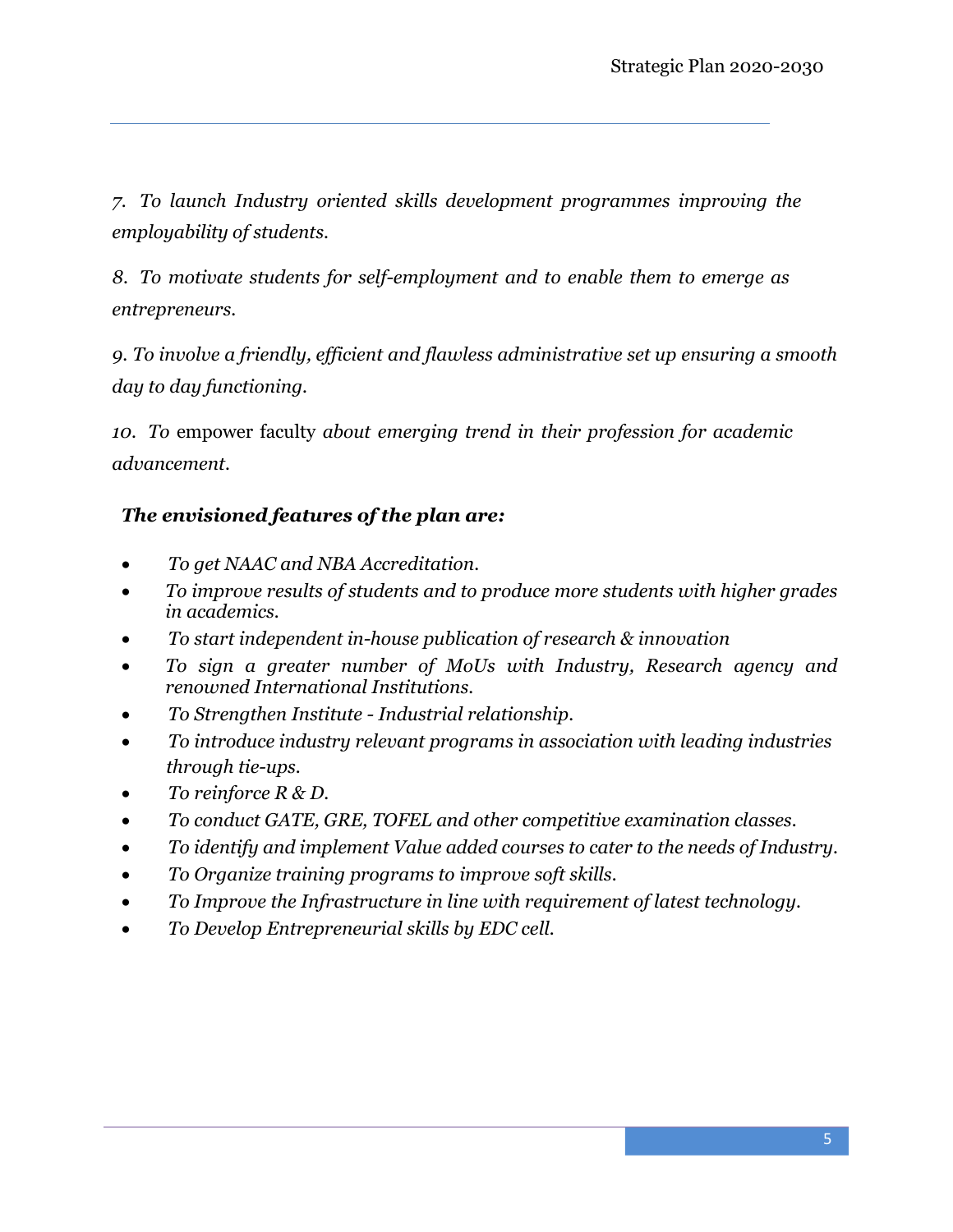*7. To launch Industry oriented skills development programmes improving the employability of students.*

*8. To motivate students for self-employment and to enable them to emerge as entrepreneurs.*

*9. To involve a friendly, efficient and flawless administrative set up ensuring a smooth day to day functioning.*

*10. To* empower faculty *about emerging trend in their profession for academic advancement.*

***The envisioned features of the plan are:***

- *To get NAAC and NBA Accreditation.*
- *To improve results of students and to produce more students with higher grades in academics.*
- *To start independent in-house publication of research & innovation*
- *To sign a greater number of MoUs with Industry, Research agency and renowned International Institutions.*
- *To Strengthen Institute - Industrial relationship.*
- *To introduce industry relevant programs in association with leading industries through tie-ups.*
- *To reinforce R & D.*
- *To conduct GATE, GRE, TOFEL and other competitive examination classes.*
- *To identify and implement Value added courses to cater to the needs of Industry.*
- *To Organize training programs to improve soft skills.*
- *To Improve the Infrastructure in line with requirement of latest technology.*
- *To Develop Entrepreneurial skills by EDC cell.*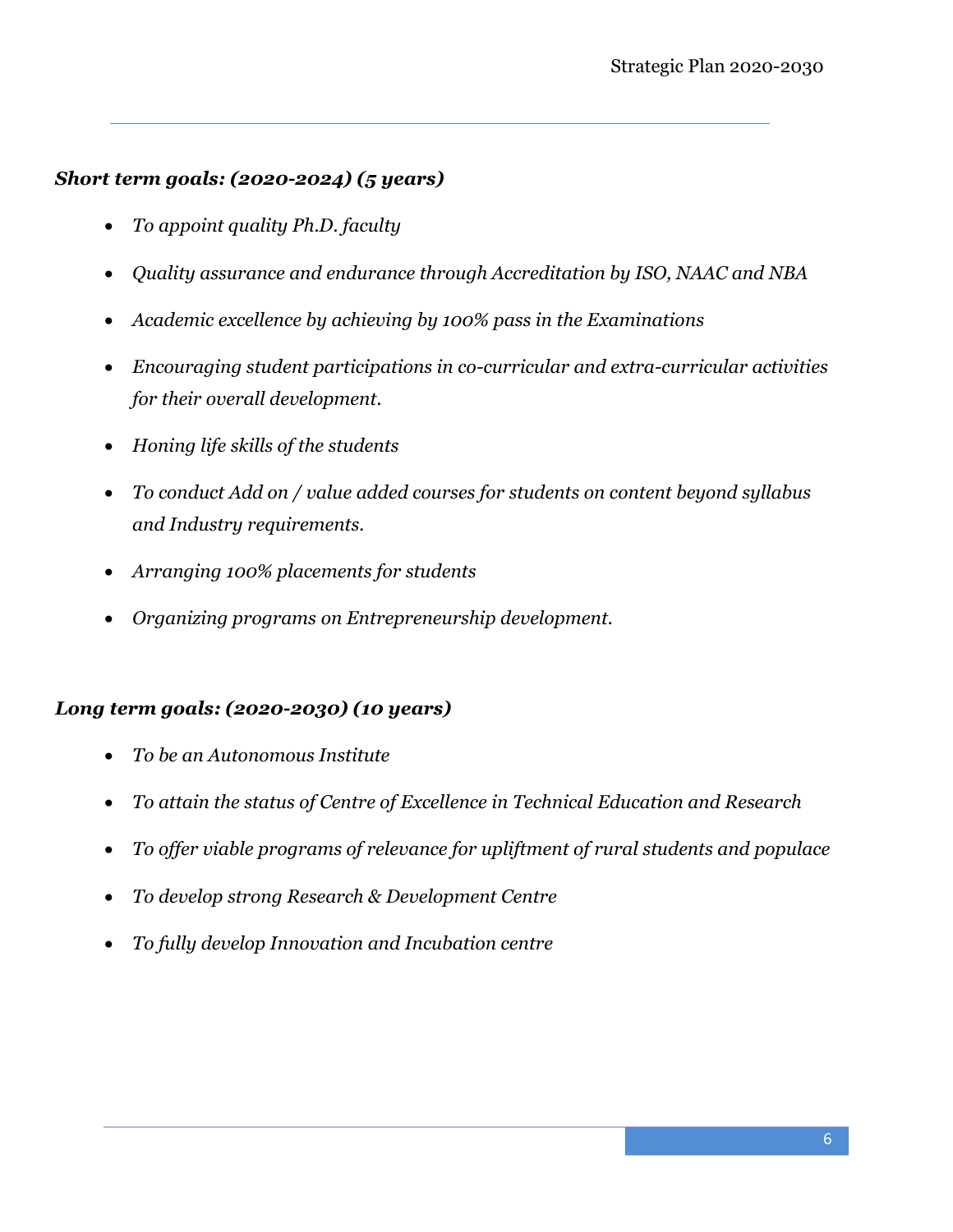***Short term goals: (2020-2024) (5 years)***

- *To appoint quality Ph.D. faculty*
- *Quality assurance and endurance through Accreditation by ISO, NAAC and NBA*
- *Academic excellence by achieving by 100% pass in the Examinations*
- *Encouraging student participations in co-curricular and extra-curricular activities for their overall development.*
- *Honing life skills of the students*
- *To conduct Add on / value added courses for students on content beyond syllabus and Industry requirements.*
- *Arranging 100% placements for students*
- *Organizing programs on Entrepreneurship development.*

***Long term goals: (2020-2030) (10 years)***

- *To be an Autonomous Institute*
- *To attain the status of Centre of Excellence in Technical Education and Research*
- *To offer viable programs of relevance for upliftment of rural students and populace*
- *To develop strong Research & Development Centre*
- *To fully develop Innovation and Incubation centre*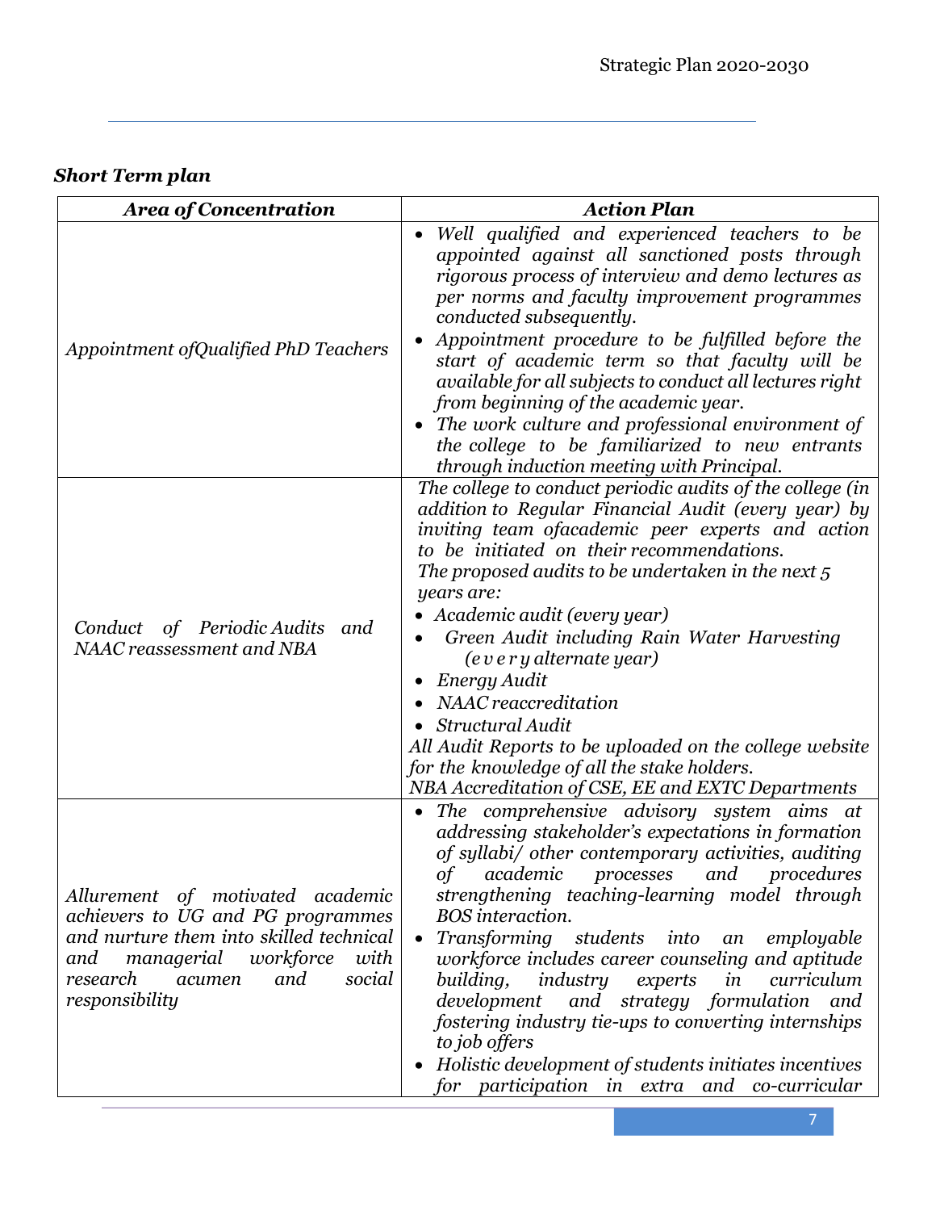***Short Term plan***

| *Area of Concentration* | *Action Plan* |
|---|---|
| *Appointment ofQualified PhD Teachers* | • *Well qualified and experienced teachers to be appointed against all sanctioned posts through rigorous process of interview and demo lectures as per norms and faculty improvement programmes conducted subsequently.*<br>• *Appointment procedure to be fulfilled before the start of academic term so that faculty will be available for all subjects to conduct all lectures right from beginning of the academic year.*<br>• *The work culture and professional environment of the college to be familiarized to new entrants through induction meeting with Principal.* |
| *Conduct of Periodic Audits and NAAC reassessment and NBA* | *The college to conduct periodic audits of the college (in addition to Regular Financial Audit (every year) by inviting team ofacademic peer experts and action to be initiated on their recommendations.*<br>*The proposed audits to be undertaken in the next 5 years are:*<br>• *Academic audit (every year)*<br>• *Green Audit including Rain Water Harvesting (e v e r y alternate year)*<br>• *Energy Audit*<br>• *NAAC reaccreditation*<br>• *Structural Audit*<br>*All Audit Reports to be uploaded on the college website for the knowledge of all the stake holders.*<br>*NBA Accreditation of CSE, EE and EXTC Departments* |
| *Allurement of motivated academic achievers to UG and PG programmes and nurture them into skilled technical and managerial workforce with research acumen and social responsibility* | • *The comprehensive advisory system aims at addressing stakeholder's expectations in formation of syllabi/ other contemporary activities, auditing of academic processes and procedures strengthening teaching-learning model through BOS interaction.*<br>• *Transforming students into an employable workforce includes career counseling and aptitude building, industry experts in curriculum development and strategy formulation and fostering industry tie-ups to converting internships to job offers*<br>• *Holistic development of students initiates incentives for participation in extra and co-curricular* |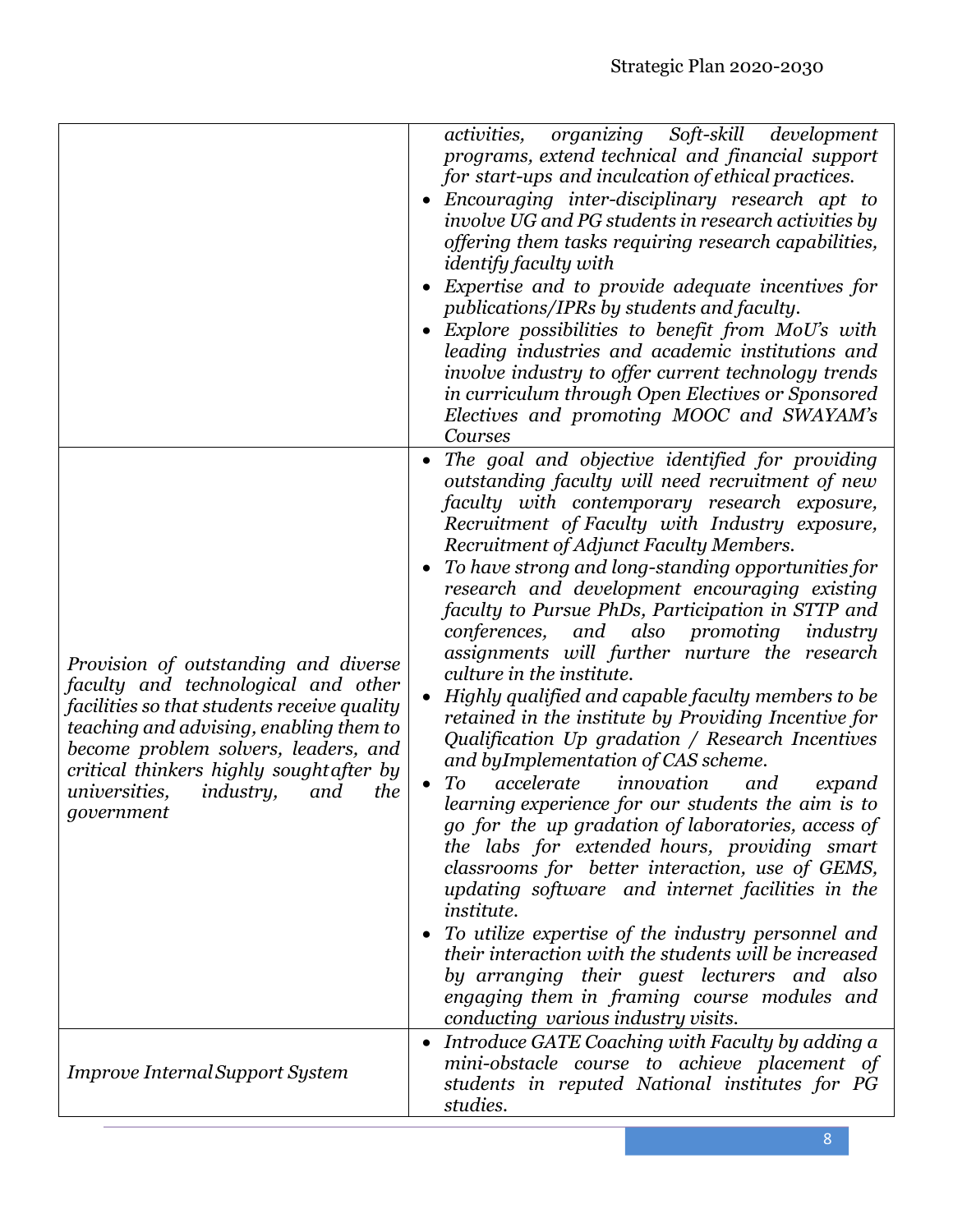| | |
|---|---|
| | *activities, organizing Soft-skill development programs, extend technical and financial support for start-ups and inculcation of ethical practices.*<br>• *Encouraging inter-disciplinary research apt to involve UG and PG students in research activities by offering them tasks requiring research capabilities, identify faculty with*<br>• *Expertise and to provide adequate incentives for publications/IPRs by students and faculty.*<br>• *Explore possibilities to benefit from MoU's with leading industries and academic institutions and involve industry to offer current technology trends in curriculum through Open Electives or Sponsored Electives and promoting MOOC and SWAYAM's Courses* |
| *Provision of outstanding and diverse faculty and technological and other facilities so that students receive quality teaching and advising, enabling them to become problem solvers, leaders, and critical thinkers highly sought after by universities, industry, and the government* | • *The goal and objective identified for providing outstanding faculty will need recruitment of new faculty with contemporary research exposure, Recruitment of Faculty with Industry exposure, Recruitment of Adjunct Faculty Members.*<br>• *To have strong and long-standing opportunities for research and development encouraging existing faculty to Pursue PhDs, Participation in STTP and conferences, and also promoting industry assignments will further nurture the research culture in the institute.*<br>• *Highly qualified and capable faculty members to be retained in the institute by Providing Incentive for Qualification Up gradation / Research Incentives and byImplementation of CAS scheme.*<br>• *To accelerate innovation and expand learning experience for our students the aim is to go for the up gradation of laboratories, access of the labs for extended hours, providing smart classrooms for better interaction, use of GEMS, updating software and internet facilities in the institute.*<br>• *To utilize expertise of the industry personnel and their interaction with the students will be increased by arranging their guest lecturers and also engaging them in framing course modules and conducting various industry visits.* |
| *Improve Internal Support System* | • *Introduce GATE Coaching with Faculty by adding a mini-obstacle course to achieve placement of students in reputed National institutes for PG studies.* |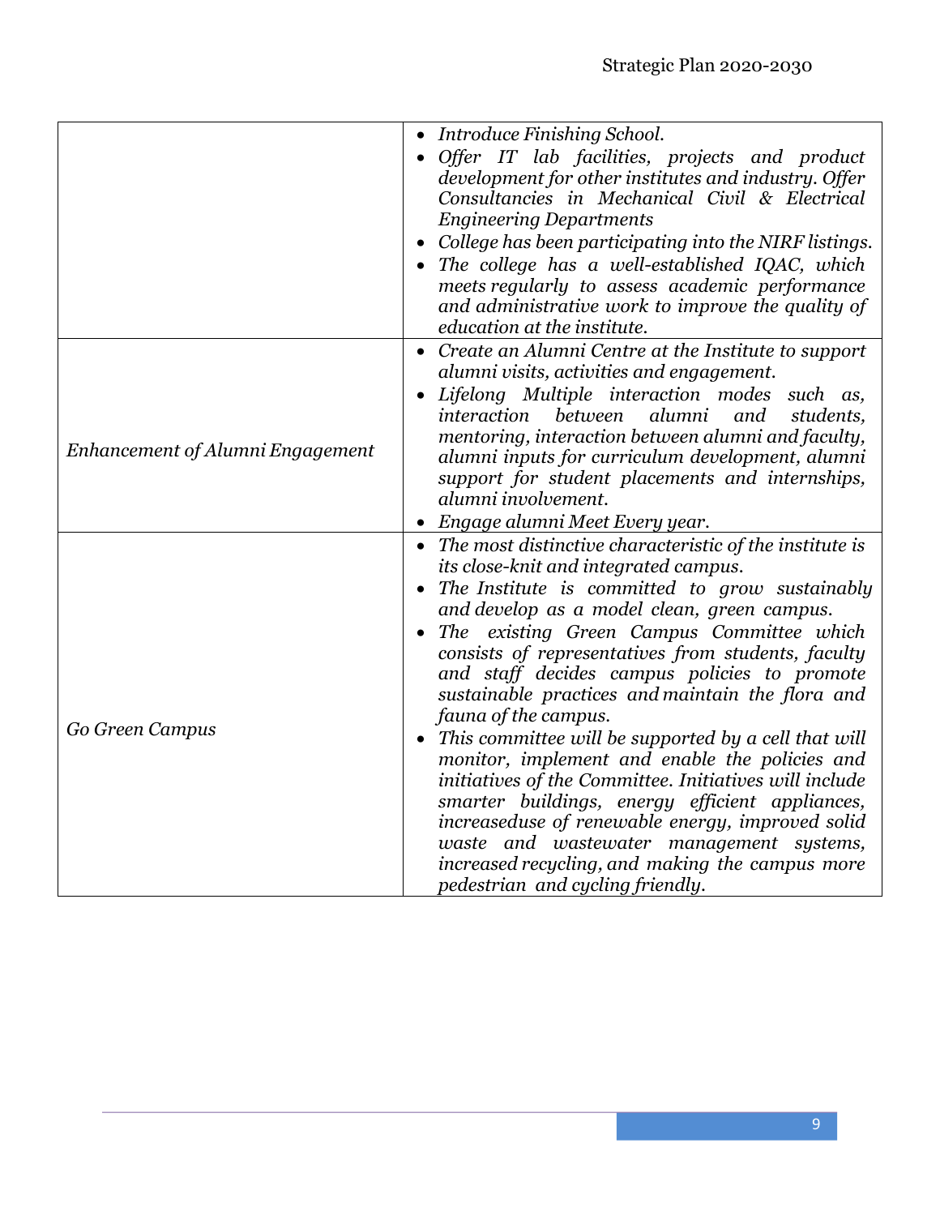| | |
|---|---|
| | • *Introduce Finishing School.*<br>• *Offer IT lab facilities, projects and product development for other institutes and industry. Offer Consultancies in Mechanical Civil & Electrical Engineering Departments*<br>• *College has been participating into the NIRF listings.*<br>• *The college has a well-established IQAC, which meets regularly to assess academic performance and administrative work to improve the quality of education at the institute.* |
| *Enhancement of Alumni Engagement* | • *Create an Alumni Centre at the Institute to support alumni visits, activities and engagement.*<br>• *Lifelong Multiple interaction modes such as, interaction between alumni and students, mentoring, interaction between alumni and faculty, alumni inputs for curriculum development, alumni support for student placements and internships, alumni involvement.*<br>• *Engage alumni Meet Every year.* |
| *Go Green Campus* | • *The most distinctive characteristic of the institute is its close-knit and integrated campus.*<br>• *The Institute is committed to grow sustainably and develop as a model clean, green campus.*<br>• *The existing Green Campus Committee which consists of representatives from students, faculty and staff decides campus policies to promote sustainable practices and maintain the flora and fauna of the campus.*<br>• *This committee will be supported by a cell that will monitor, implement and enable the policies and initiatives of the Committee. Initiatives will include smarter buildings, energy efficient appliances, increaseduse of renewable energy, improved solid waste and wastewater management systems, increased recycling, and making the campus more pedestrian and cycling friendly.* |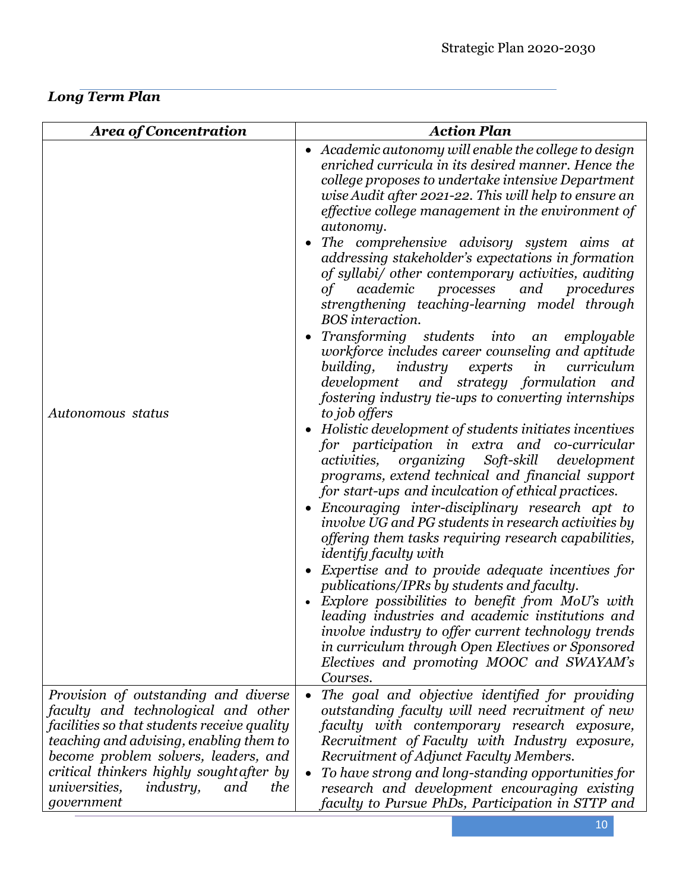### *Long Term Plan*

| *Area of Concentration* | *Action Plan* |
|---|---|
| *Autonomous status* | • *Academic autonomy will enable the college to design enriched curricula in its desired manner. Hence the college proposes to undertake intensive Department wise Audit after 2021-22. This will help to ensure an effective college management in the environment of autonomy.*<br>• *The comprehensive advisory system aims at addressing stakeholder's expectations in formation of syllabi/ other contemporary activities, auditing of academic processes and procedures strengthening teaching-learning model through BOS interaction.*<br>• *Transforming students into an employable workforce includes career counseling and aptitude building, industry experts in curriculum development and strategy formulation and fostering industry tie-ups to converting internships to job offers*<br>• *Holistic development of students initiates incentives for participation in extra and co-curricular activities, organizing Soft-skill development programs, extend technical and financial support for start-ups and inculcation of ethical practices.*<br>• *Encouraging inter-disciplinary research apt to involve UG and PG students in research activities by offering them tasks requiring research capabilities, identify faculty with*<br>• *Expertise and to provide adequate incentives for publications/IPRs by students and faculty.*<br>• *Explore possibilities to benefit from MoU's with leading industries and academic institutions and involve industry to offer current technology trends in curriculum through Open Electives or Sponsored Electives and promoting MOOC and SWAYAM's Courses.* |
| *Provision of outstanding and diverse faculty and technological and other facilities so that students receive quality teaching and advising, enabling them to become problem solvers, leaders, and critical thinkers highly sought after by universities, industry, and the government* | • *The goal and objective identified for providing outstanding faculty will need recruitment of new faculty with contemporary research exposure, Recruitment of Faculty with Industry exposure, Recruitment of Adjunct Faculty Members.*<br>• *To have strong and long-standing opportunities for research and development encouraging existing faculty to Pursue PhDs, Participation in STTP and* |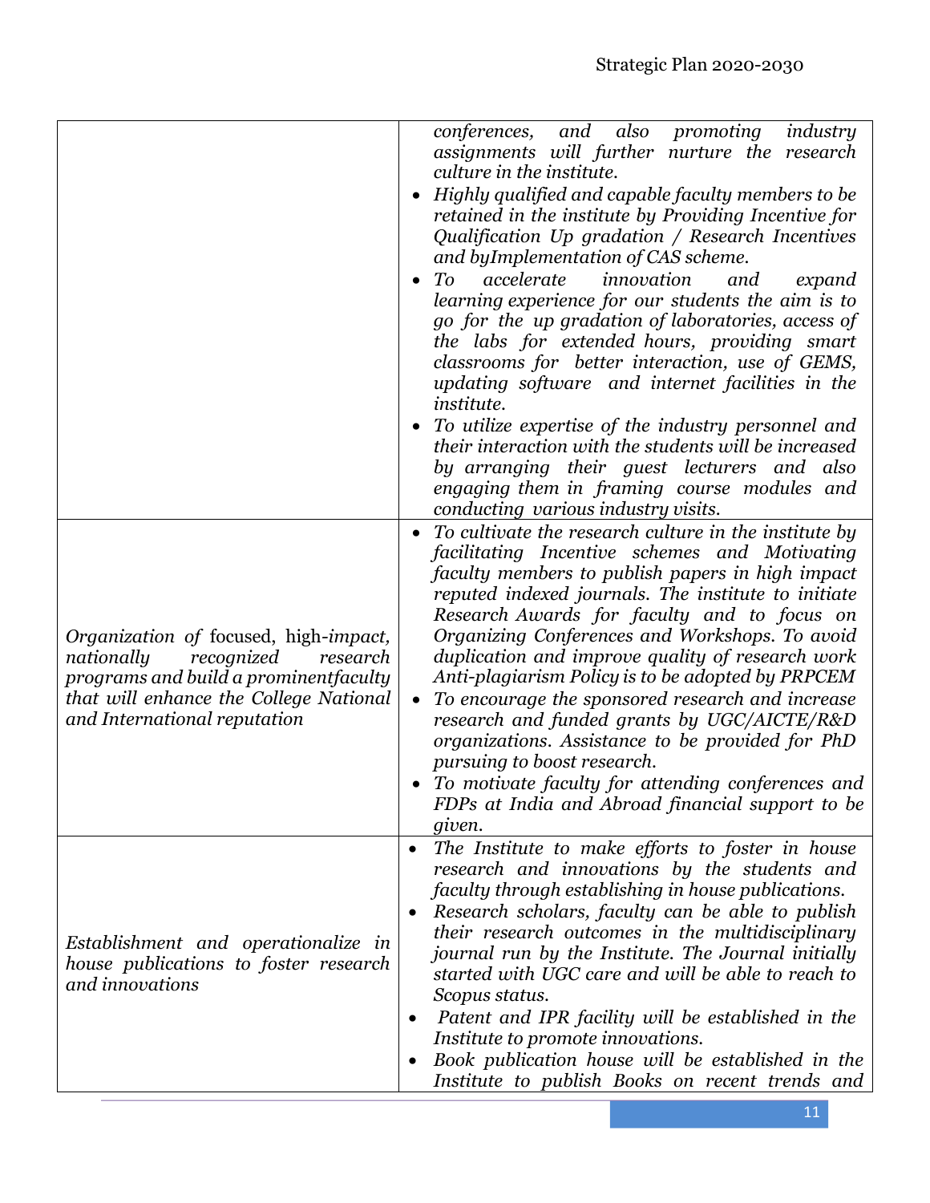| | |
|---|---|
| | *conferences, and also promoting industry assignments will further nurture the research culture in the institute.*<br>• *Highly qualified and capable faculty members to be retained in the institute by Providing Incentive for Qualification Up gradation / Research Incentives and byImplementation of CAS scheme.*<br>• *To accelerate innovation and expand learning experience for our students the aim is to go for the up gradation of laboratories, access of the labs for extended hours, providing smart classrooms for better interaction, use of GEMS, updating software and internet facilities in the institute.*<br>• *To utilize expertise of the industry personnel and their interaction with the students will be increased by arranging their guest lecturers and also engaging them in framing course modules and conducting various industry visits.* |
| *Organization of* focused, high-*impact, nationally recognized research programs and build a prominentfaculty that will enhance the College National and International reputation* | • *To cultivate the research culture in the institute by facilitating Incentive schemes and Motivating faculty members to publish papers in high impact reputed indexed journals. The institute to initiate Research Awards for faculty and to focus on Organizing Conferences and Workshops. To avoid duplication and improve quality of research work Anti-plagiarism Policy is to be adopted by PRPCEM*<br>• *To encourage the sponsored research and increase research and funded grants by UGC/AICTE/R&D organizations. Assistance to be provided for PhD pursuing to boost research.*<br>• *To motivate faculty for attending conferences and FDPs at India and Abroad financial support to be given.* |
| *Establishment and operationalize in house publications to foster research and innovations* | • *The Institute to make efforts to foster in house research and innovations by the students and faculty through establishing in house publications.*<br>• *Research scholars, faculty can be able to publish their research outcomes in the multidisciplinary journal run by the Institute. The Journal initially started with UGC care and will be able to reach to Scopus status.*<br>• *Patent and IPR facility will be established in the Institute to promote innovations.*<br>• *Book publication house will be established in the Institute to publish Books on recent trends and* |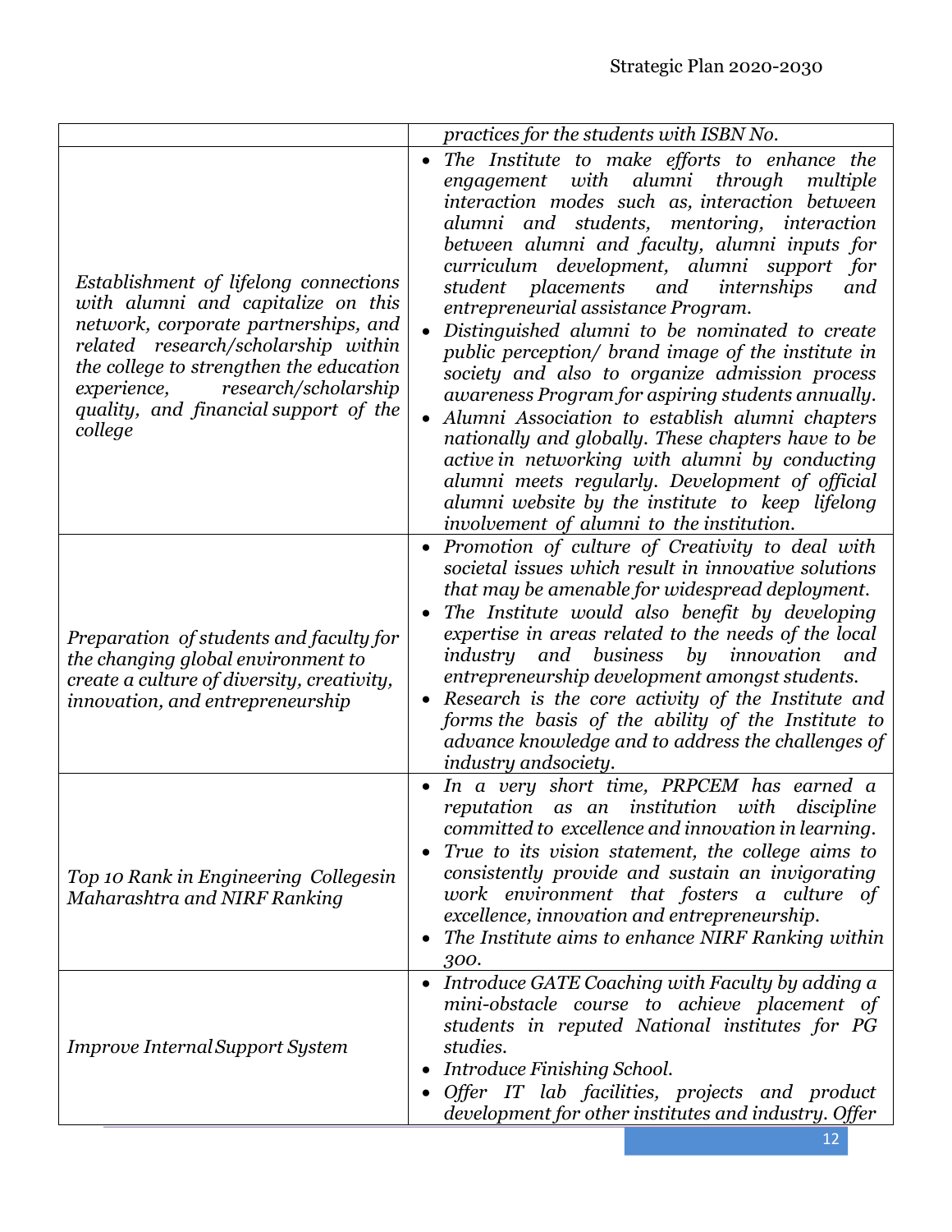| | |
|---|---|
| | *practices for the students with ISBN No.* |
| *Establishment of lifelong connections with alumni and capitalize on this network, corporate partnerships, and related research/scholarship within the college to strengthen the education experience, research/scholarship quality, and financial support of the college* | • *The Institute to make efforts to enhance the engagement with alumni through multiple interaction modes such as, interaction between alumni and students, mentoring, interaction between alumni and faculty, alumni inputs for curriculum development, alumni support for student placements and internships and entrepreneurial assistance Program.*<br>• *Distinguished alumni to be nominated to create public perception/ brand image of the institute in society and also to organize admission process awareness Program for aspiring students annually.*<br>• *Alumni Association to establish alumni chapters nationally and globally. These chapters have to be active in networking with alumni by conducting alumni meets regularly. Development of official alumni website by the institute to keep lifelong involvement of alumni to the institution.* |
| *Preparation of students and faculty for the changing global environment to create a culture of diversity, creativity, innovation, and entrepreneurship* | • *Promotion of culture of Creativity to deal with societal issues which result in innovative solutions that may be amenable for widespread deployment.*<br>• *The Institute would also benefit by developing expertise in areas related to the needs of the local industry and business by innovation and entrepreneurship development amongst students.*<br>• *Research is the core activity of the Institute and forms the basis of the ability of the Institute to advance knowledge and to address the challenges of industry andsociety.* |
| *Top 10 Rank in Engineering Collegesin Maharashtra and NIRF Ranking* | • *In a very short time, PRPCEM has earned a reputation as an institution with discipline committed to excellence and innovation in learning.*<br>• *True to its vision statement, the college aims to consistently provide and sustain an invigorating work environment that fosters a culture of excellence, innovation and entrepreneurship.*<br>• *The Institute aims to enhance NIRF Ranking within 300.* |
| *Improve Internal Support System* | • *Introduce GATE Coaching with Faculty by adding a mini-obstacle course to achieve placement of students in reputed National institutes for PG studies.*<br>• *Introduce Finishing School.*<br>• *Offer IT lab facilities, projects and product development for other institutes and industry. Offer* |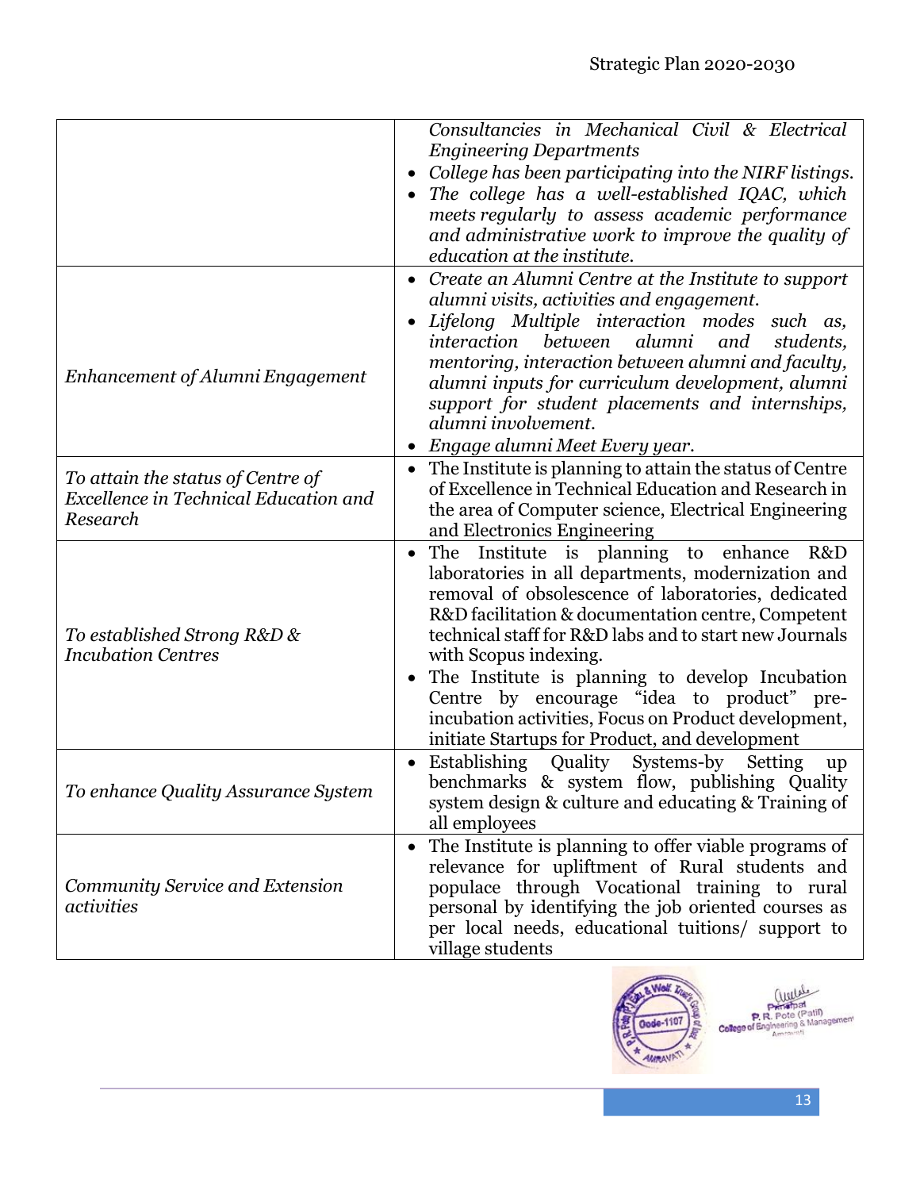| | |
|---|---|
| | *Consultancies in Mechanical Civil & Electrical Engineering Departments*<br>• *College has been participating into the NIRF listings.*<br>• *The college has a well-established IQAC, which meets regularly to assess academic performance and administrative work to improve the quality of education at the institute.* |
| *Enhancement of Alumni Engagement* | • *Create an Alumni Centre at the Institute to support alumni visits, activities and engagement.*<br>• *Lifelong Multiple interaction modes such as, interaction between alumni and students, mentoring, interaction between alumni and faculty, alumni inputs for curriculum development, alumni support for student placements and internships, alumni involvement.*<br>• *Engage alumni Meet Every year.* |
| *To attain the status of Centre of Excellence in Technical Education and Research* | • The Institute is planning to attain the status of Centre of Excellence in Technical Education and Research in the area of Computer science, Electrical Engineering and Electronics Engineering |
| *To established Strong R&D & Incubation Centres* | • The Institute is planning to enhance R&D laboratories in all departments, modernization and removal of obsolescence of laboratories, dedicated R&D facilitation & documentation centre, Competent technical staff for R&D labs and to start new Journals with Scopus indexing.<br>• The Institute is planning to develop Incubation Centre by encourage "idea to product" pre-incubation activities, Focus on Product development, initiate Startups for Product, and development |
| *To enhance Quality Assurance System* | • Establishing Quality Systems-by Setting up benchmarks & system flow, publishing Quality system design & culture and educating & Training of all employees |
| *Community Service and Extension activities* | • The Institute is planning to offer viable programs of relevance for upliftment of Rural students and populace through Vocational training to rural personal by identifying the job oriented courses as per local needs, educational tuitions/ support to village students |

Principal
P. R. Pote (Patil)
College of Engineering & Management
Amravati